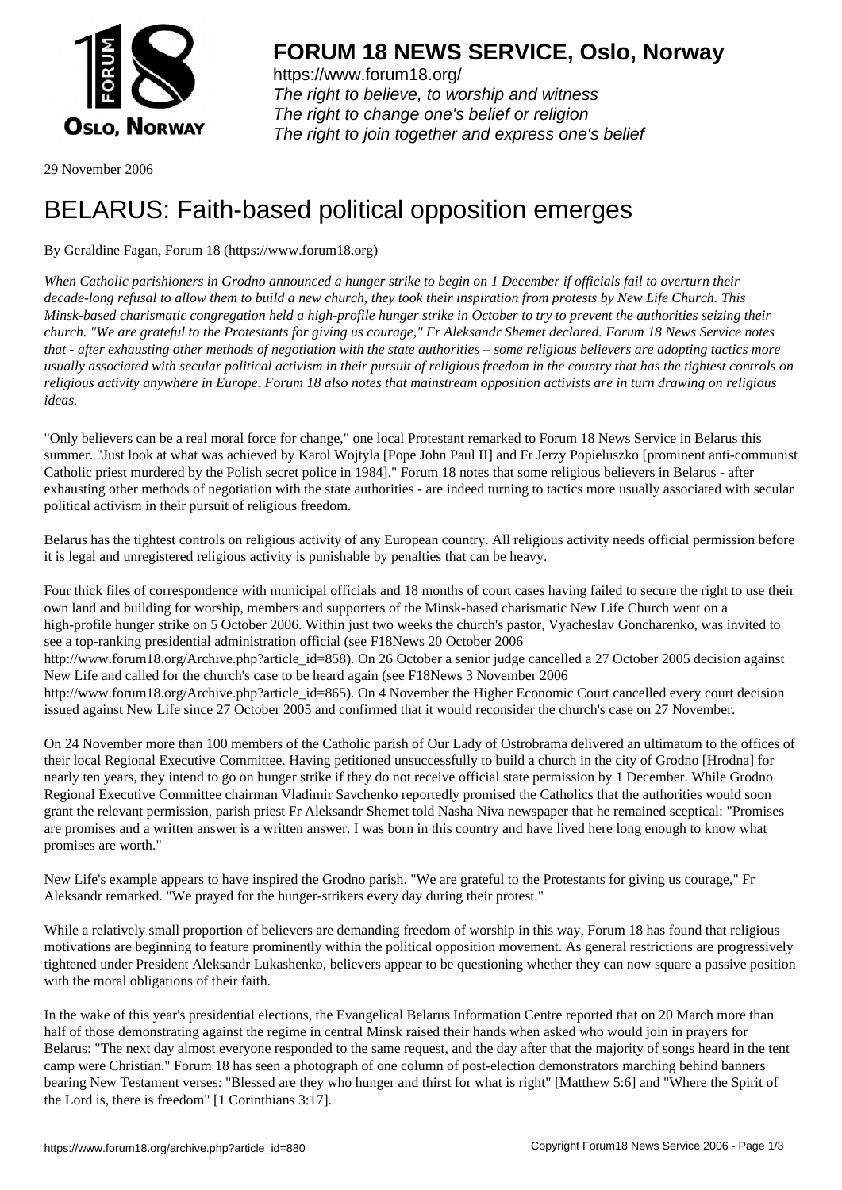# FORUM 18 NEWS SERVICE, Oslo, Norway

https://www.forum18.org/
*The right to believe, to worship and witness*
*The right to change one's belief or religion*
*The right to join together and express one's belief*

29 November 2006

# BELARUS: Faith-based political opposition emerges

By Geraldine Fagan, Forum 18 (https://www.forum18.org)

*When Catholic parishioners in Grodno announced a hunger strike to begin on 1 December if officials fail to overturn their decade-long refusal to allow them to build a new church, they took their inspiration from protests by New Life Church. This Minsk-based charismatic congregation held a high-profile hunger strike in October to try to prevent the authorities seizing their church. "We are grateful to the Protestants for giving us courage," Fr Aleksandr Shemet declared. Forum 18 News Service notes that - after exhausting other methods of negotiation with the state authorities – some religious believers are adopting tactics more usually associated with secular political activism in their pursuit of religious freedom in the country that has the tightest controls on religious activity anywhere in Europe. Forum 18 also notes that mainstream opposition activists are in turn drawing on religious ideas.*

"Only believers can be a real moral force for change," one local Protestant remarked to Forum 18 News Service in Belarus this summer. "Just look at what was achieved by Karol Wojtyla [Pope John Paul II] and Fr Jerzy Popieluszko [prominent anti-communist Catholic priest murdered by the Polish secret police in 1984]." Forum 18 notes that some religious believers in Belarus - after exhausting other methods of negotiation with the state authorities - are indeed turning to tactics more usually associated with secular political activism in their pursuit of religious freedom.

Belarus has the tightest controls on religious activity of any European country. All religious activity needs official permission before it is legal and unregistered religious activity is punishable by penalties that can be heavy.

Four thick files of correspondence with municipal officials and 18 months of court cases having failed to secure the right to use their own land and building for worship, members and supporters of the Minsk-based charismatic New Life Church went on a high-profile hunger strike on 5 October 2006. Within just two weeks the church's pastor, Vyacheslav Goncharenko, was invited to see a top-ranking presidential administration official (see F18News 20 October 2006 http://www.forum18.org/Archive.php?article_id=858). On 26 October a senior judge cancelled a 27 October 2005 decision against New Life and called for the church's case to be heard again (see F18News 3 November 2006 http://www.forum18.org/Archive.php?article_id=865). On 4 November the Higher Economic Court cancelled every court decision issued against New Life since 27 October 2005 and confirmed that it would reconsider the church's case on 27 November.

On 24 November more than 100 members of the Catholic parish of Our Lady of Ostrobrama delivered an ultimatum to the offices of their local Regional Executive Committee. Having petitioned unsuccessfully to build a church in the city of Grodno [Hrodna] for nearly ten years, they intend to go on hunger strike if they do not receive official state permission by 1 December. While Grodno Regional Executive Committee chairman Vladimir Savchenko reportedly promised the Catholics that the authorities would soon grant the relevant permission, parish priest Fr Aleksandr Shemet told Nasha Niva newspaper that he remained sceptical: "Promises are promises and a written answer is a written answer. I was born in this country and have lived here long enough to know what promises are worth."

New Life's example appears to have inspired the Grodno parish. "We are grateful to the Protestants for giving us courage," Fr Aleksandr remarked. "We prayed for the hunger-strikers every day during their protest."

While a relatively small proportion of believers are demanding freedom of worship in this way, Forum 18 has found that religious motivations are beginning to feature prominently within the political opposition movement. As general restrictions are progressively tightened under President Aleksandr Lukashenko, believers appear to be questioning whether they can now square a passive position with the moral obligations of their faith.

In the wake of this year's presidential elections, the Evangelical Belarus Information Centre reported that on 20 March more than half of those demonstrating against the regime in central Minsk raised their hands when asked who would join in prayers for Belarus: "The next day almost everyone responded to the same request, and the day after that the majority of songs heard in the tent camp were Christian." Forum 18 has seen a photograph of one column of post-election demonstrators marching behind banners bearing New Testament verses: "Blessed are they who hunger and thirst for what is right" [Matthew 5:6] and "Where the Spirit of the Lord is, there is freedom" [1 Corinthians 3:17].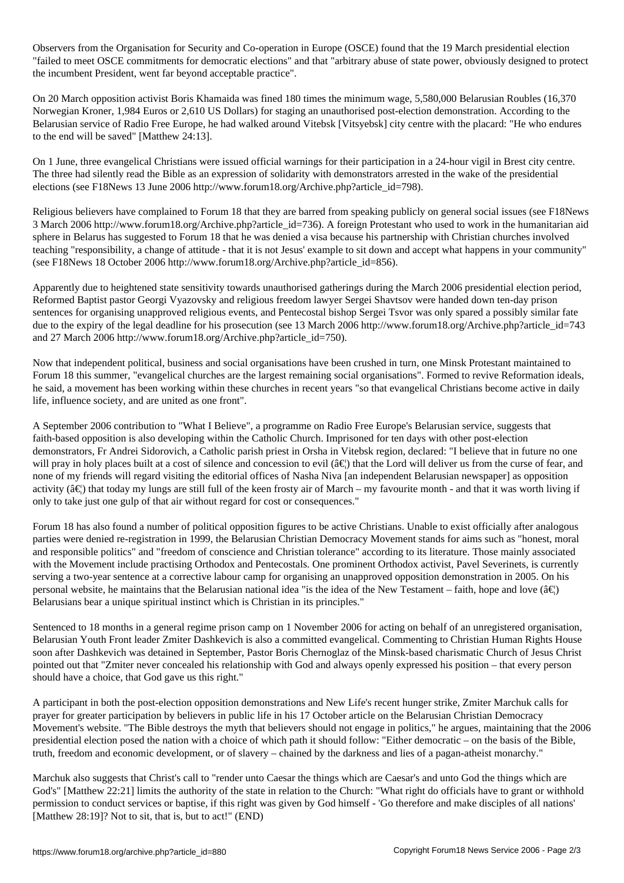Observers from the Organisation for Security and Co-operation in Europe (OSCE) found that the 19 March presidential election "failed to meet OSCE commitments for democratic elections" and that "arbitrary abuse of state power, obviously designed to protect the incumbent President, went far beyond acceptable practice".

On 20 March opposition activist Boris Khamaida was fined 180 times the minimum wage, 5,580,000 Belarusian Roubles (16,370 Norwegian Kroner, 1,984 Euros or 2,610 US Dollars) for staging an unauthorised post-election demonstration. According to the Belarusian service of Radio Free Europe, he had walked around Vitebsk [Vitsyebsk] city centre with the placard: "He who endures to the end will be saved" [Matthew 24:13].

On 1 June, three evangelical Christians were issued official warnings for their participation in a 24-hour vigil in Brest city centre. The three had silently read the Bible as an expression of solidarity with demonstrators arrested in the wake of the presidential elections (see F18News 13 June 2006 http://www.forum18.org/Archive.php?article_id=798).

Religious believers have complained to Forum 18 that they are barred from speaking publicly on general social issues (see F18News 3 March 2006 http://www.forum18.org/Archive.php?article_id=736). A foreign Protestant who used to work in the humanitarian aid sphere in Belarus has suggested to Forum 18 that he was denied a visa because his partnership with Christian churches involved teaching "responsibility, a change of attitude - that it is not Jesus' example to sit down and accept what happens in your community" (see F18News 18 October 2006 http://www.forum18.org/Archive.php?article_id=856).

Apparently due to heightened state sensitivity towards unauthorised gatherings during the March 2006 presidential election period, Reformed Baptist pastor Georgi Vyazovsky and religious freedom lawyer Sergei Shavtsov were handed down ten-day prison sentences for organising unapproved religious events, and Pentecostal bishop Sergei Tsvor was only spared a possibly similar fate due to the expiry of the legal deadline for his prosecution (see 13 March 2006 http://www.forum18.org/Archive.php?article_id=743 and 27 March 2006 http://www.forum18.org/Archive.php?article_id=750).

Now that independent political, business and social organisations have been crushed in turn, one Minsk Protestant maintained to Forum 18 this summer, "evangelical churches are the largest remaining social organisations". Formed to revive Reformation ideals, he said, a movement has been working within these churches in recent years "so that evangelical Christians become active in daily life, influence society, and are united as one front".

A September 2006 contribution to "What I Believe", a programme on Radio Free Europe's Belarusian service, suggests that faith-based opposition is also developing within the Catholic Church. Imprisoned for ten days with other post-election demonstrators, Fr Andrei Sidorovich, a Catholic parish priest in Orsha in Vitebsk region, declared: "I believe that in future no one will pray in holy places built at a cost of silence and concession to evil (â€¦) that the Lord will deliver us from the curse of fear, and none of my friends will regard visiting the editorial offices of Nasha Niva [an independent Belarusian newspaper] as opposition activity (â€¦) that today my lungs are still full of the keen frosty air of March – my favourite month - and that it was worth living if only to take just one gulp of that air without regard for cost or consequences."

Forum 18 has also found a number of political opposition figures to be active Christians. Unable to exist officially after analogous parties were denied re-registration in 1999, the Belarusian Christian Democracy Movement stands for aims such as "honest, moral and responsible politics" and "freedom of conscience and Christian tolerance" according to its literature. Those mainly associated with the Movement include practising Orthodox and Pentecostals. One prominent Orthodox activist, Pavel Severinets, is currently serving a two-year sentence at a corrective labour camp for organising an unapproved opposition demonstration in 2005. On his personal website, he maintains that the Belarusian national idea "is the idea of the New Testament – faith, hope and love (â€¦) Belarusians bear a unique spiritual instinct which is Christian in its principles."

Sentenced to 18 months in a general regime prison camp on 1 November 2006 for acting on behalf of an unregistered organisation, Belarusian Youth Front leader Zmiter Dashkevich is also a committed evangelical. Commenting to Christian Human Rights House soon after Dashkevich was detained in September, Pastor Boris Chernoglaz of the Minsk-based charismatic Church of Jesus Christ pointed out that "Zmiter never concealed his relationship with God and always openly expressed his position – that every person should have a choice, that God gave us this right."

A participant in both the post-election opposition demonstrations and New Life's recent hunger strike, Zmiter Marchuk calls for prayer for greater participation by believers in public life in his 17 October article on the Belarusian Christian Democracy Movement's website. "The Bible destroys the myth that believers should not engage in politics," he argues, maintaining that the 2006 presidential election posed the nation with a choice of which path it should follow: "Either democratic – on the basis of the Bible, truth, freedom and economic development, or of slavery – chained by the darkness and lies of a pagan-atheist monarchy."

Marchuk also suggests that Christ's call to "render unto Caesar the things which are Caesar's and unto God the things which are God's" [Matthew 22:21] limits the authority of the state in relation to the Church: "What right do officials have to grant or withhold permission to conduct services or baptise, if this right was given by God himself - 'Go therefore and make disciples of all nations' [Matthew 28:19]? Not to sit, that is, but to act!" (END)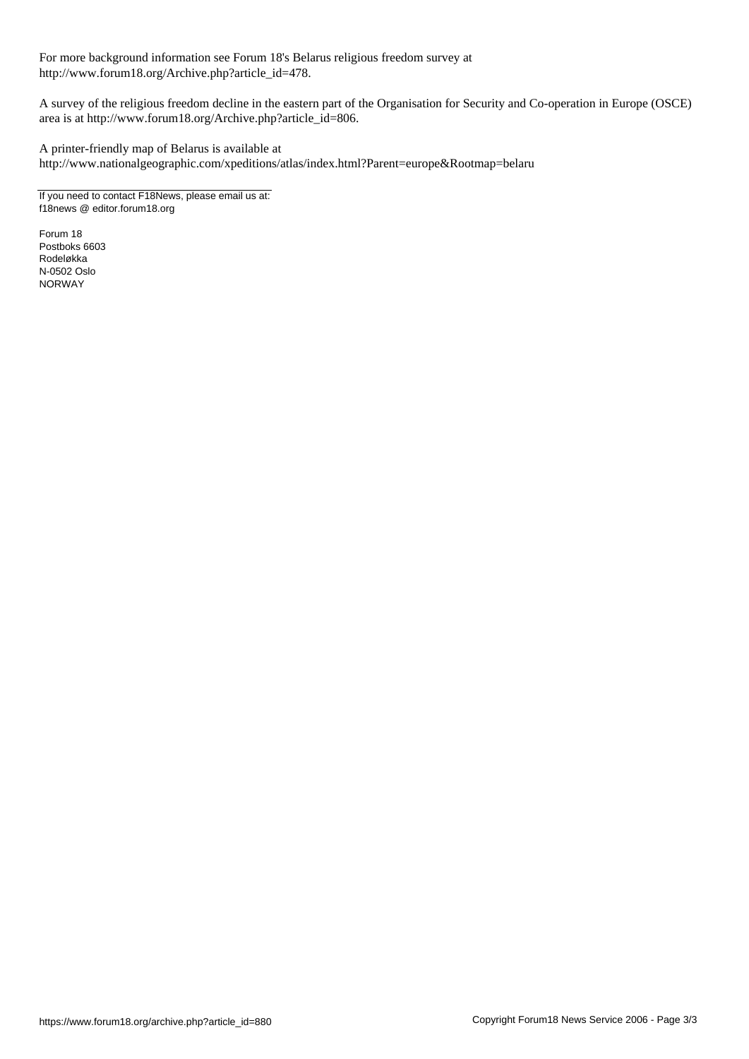For more background information see Forum 18's Belarus religious freedom survey at http://www.forum18.org/Archive.php?article_id=478.

A survey of the religious freedom decline in the eastern part of the Organisation for Security and Co-operation in Europe (OSCE) area is at http://www.forum18.org/Archive.php?article_id=806.

A printer-friendly map of Belarus is available at http://www.nationalgeographic.com/xpeditions/atlas/index.html?Parent=europe&Rootmap=belaru

---

If you need to contact F18News, please email us at:
f18news @ editor.forum18.org

Forum 18
Postboks 6603
Rodeløkka
N-0502 Oslo
NORWAY